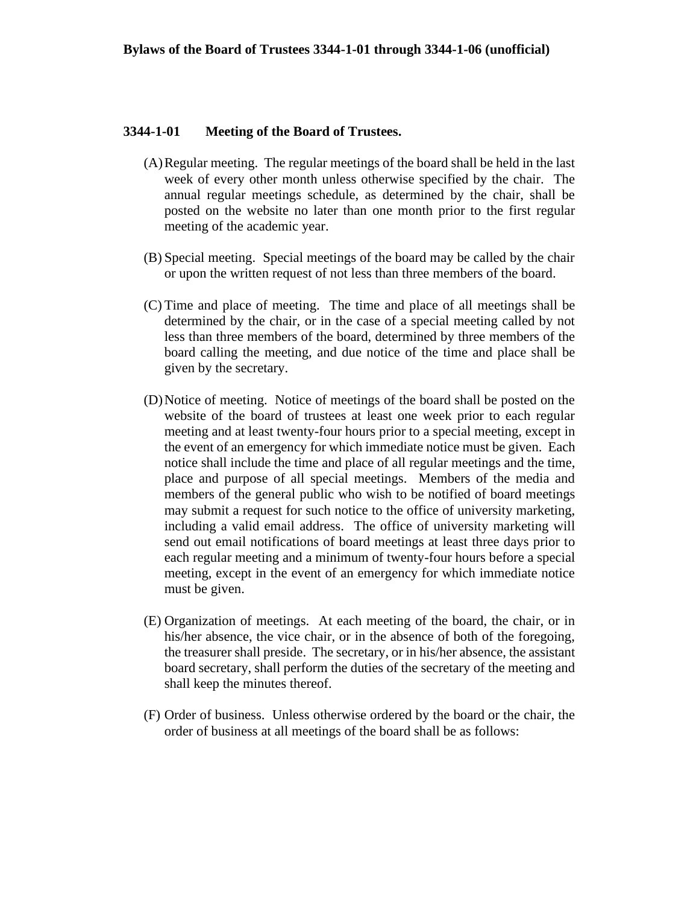# Bylaws of the Board of Trustees 3344-1-01 through 3344-1-06 (unofficial)

## 3344-1-01 Meeting of the Board of Trustees.

(A) Regular meeting. The regular meetings of the board shall be held in the last week of every other month unless otherwise specified by the chair. The annual regular meetings schedule, as determined by the chair, shall be posted on the website no later than one month prior to the first regular meeting of the academic year.

(B) Special meeting. Special meetings of the board may be called by the chair or upon the written request of not less than three members of the board.

(C) Time and place of meeting. The time and place of all meetings shall be determined by the chair, or in the case of a special meeting called by not less than three members of the board, determined by three members of the board calling the meeting, and due notice of the time and place shall be given by the secretary.

(D) Notice of meeting. Notice of meetings of the board shall be posted on the website of the board of trustees at least one week prior to each regular meeting and at least twenty-four hours prior to a special meeting, except in the event of an emergency for which immediate notice must be given. Each notice shall include the time and place of all regular meetings and the time, place and purpose of all special meetings. Members of the media and members of the general public who wish to be notified of board meetings may submit a request for such notice to the office of university marketing, including a valid email address. The office of university marketing will send out email notifications of board meetings at least three days prior to each regular meeting and a minimum of twenty-four hours before a special meeting, except in the event of an emergency for which immediate notice must be given.

(E) Organization of meetings. At each meeting of the board, the chair, or in his/her absence, the vice chair, or in the absence of both of the foregoing, the treasurer shall preside. The secretary, or in his/her absence, the assistant board secretary, shall perform the duties of the secretary of the meeting and shall keep the minutes thereof.

(F) Order of business. Unless otherwise ordered by the board or the chair, the order of business at all meetings of the board shall be as follows: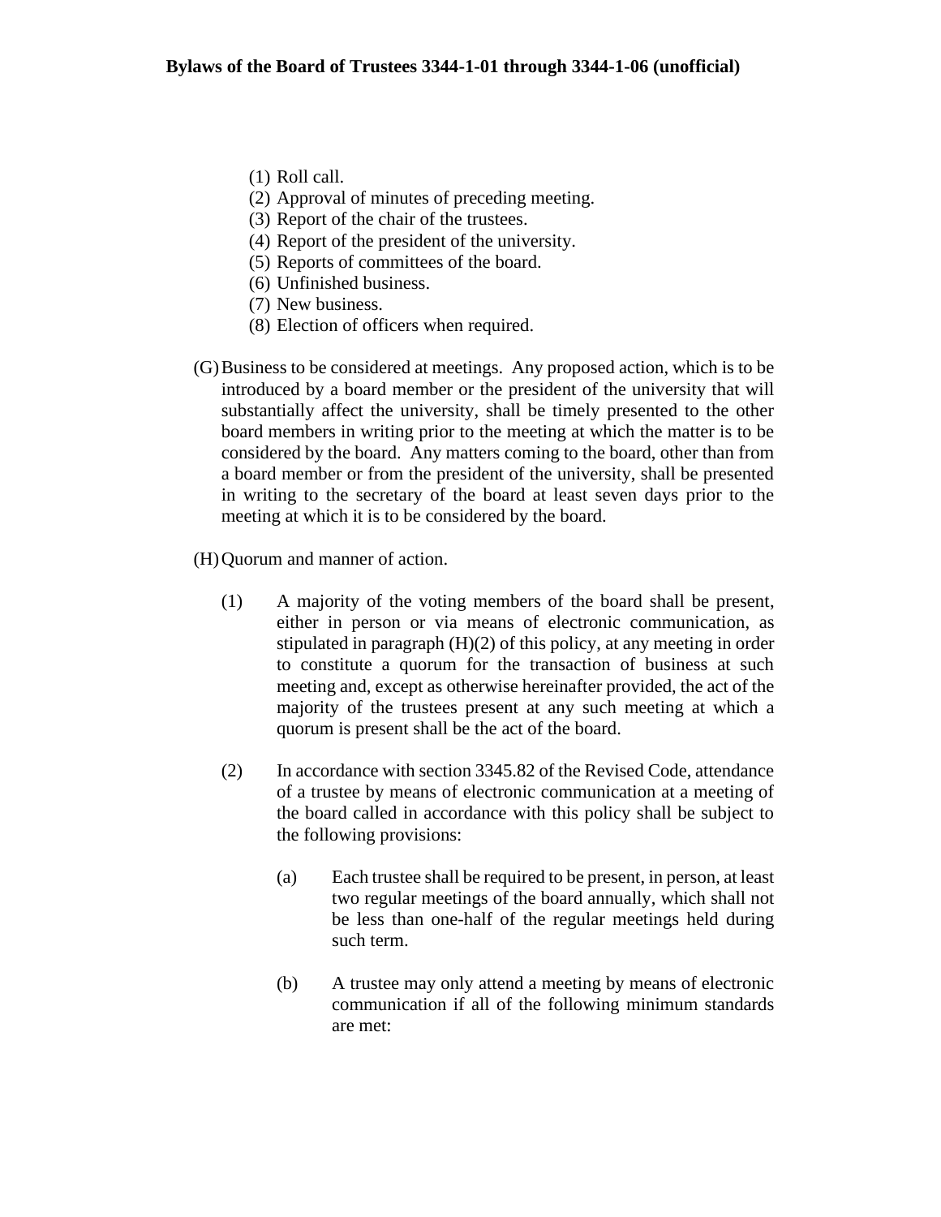(1) Roll call.
(2) Approval of minutes of preceding meeting.
(3) Report of the chair of the trustees.
(4) Report of the president of the university.
(5) Reports of committees of the board.
(6) Unfinished business.
(7) New business.
(8) Election of officers when required.

(G) Business to be considered at meetings. Any proposed action, which is to be introduced by a board member or the president of the university that will substantially affect the university, shall be timely presented to the other board members in writing prior to the meeting at which the matter is to be considered by the board. Any matters coming to the board, other than from a board member or from the president of the university, shall be presented in writing to the secretary of the board at least seven days prior to the meeting at which it is to be considered by the board.

(H) Quorum and manner of action.

(1) A majority of the voting members of the board shall be present, either in person or via means of electronic communication, as stipulated in paragraph (H)(2) of this policy, at any meeting in order to constitute a quorum for the transaction of business at such meeting and, except as otherwise hereinafter provided, the act of the majority of the trustees present at any such meeting at which a quorum is present shall be the act of the board.

(2) In accordance with section 3345.82 of the Revised Code, attendance of a trustee by means of electronic communication at a meeting of the board called in accordance with this policy shall be subject to the following provisions:

(a) Each trustee shall be required to be present, in person, at least two regular meetings of the board annually, which shall not be less than one-half of the regular meetings held during such term.

(b) A trustee may only attend a meeting by means of electronic communication if all of the following minimum standards are met: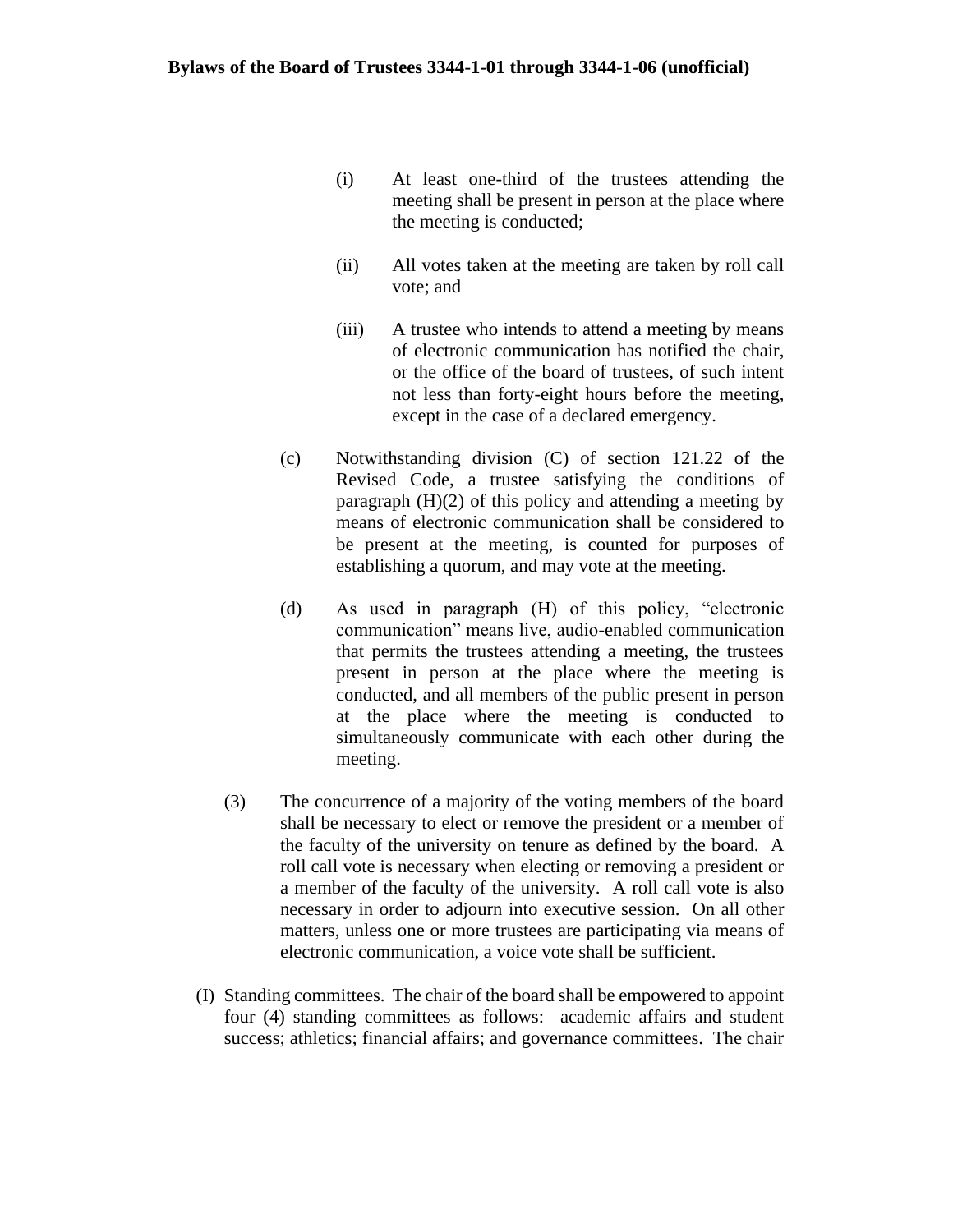(i) At least one-third of the trustees attending the meeting shall be present in person at the place where the meeting is conducted;

(ii) All votes taken at the meeting are taken by roll call vote; and

(iii) A trustee who intends to attend a meeting by means of electronic communication has notified the chair, or the office of the board of trustees, of such intent not less than forty-eight hours before the meeting, except in the case of a declared emergency.

(c) Notwithstanding division (C) of section 121.22 of the Revised Code, a trustee satisfying the conditions of paragraph (H)(2) of this policy and attending a meeting by means of electronic communication shall be considered to be present at the meeting, is counted for purposes of establishing a quorum, and may vote at the meeting.

(d) As used in paragraph (H) of this policy, "electronic communication" means live, audio-enabled communication that permits the trustees attending a meeting, the trustees present in person at the place where the meeting is conducted, and all members of the public present in person at the place where the meeting is conducted to simultaneously communicate with each other during the meeting.

(3) The concurrence of a majority of the voting members of the board shall be necessary to elect or remove the president or a member of the faculty of the university on tenure as defined by the board. A roll call vote is necessary when electing or removing a president or a member of the faculty of the university. A roll call vote is also necessary in order to adjourn into executive session. On all other matters, unless one or more trustees are participating via means of electronic communication, a voice vote shall be sufficient.

(I) Standing committees. The chair of the board shall be empowered to appoint four (4) standing committees as follows: academic affairs and student success; athletics; financial affairs; and governance committees. The chair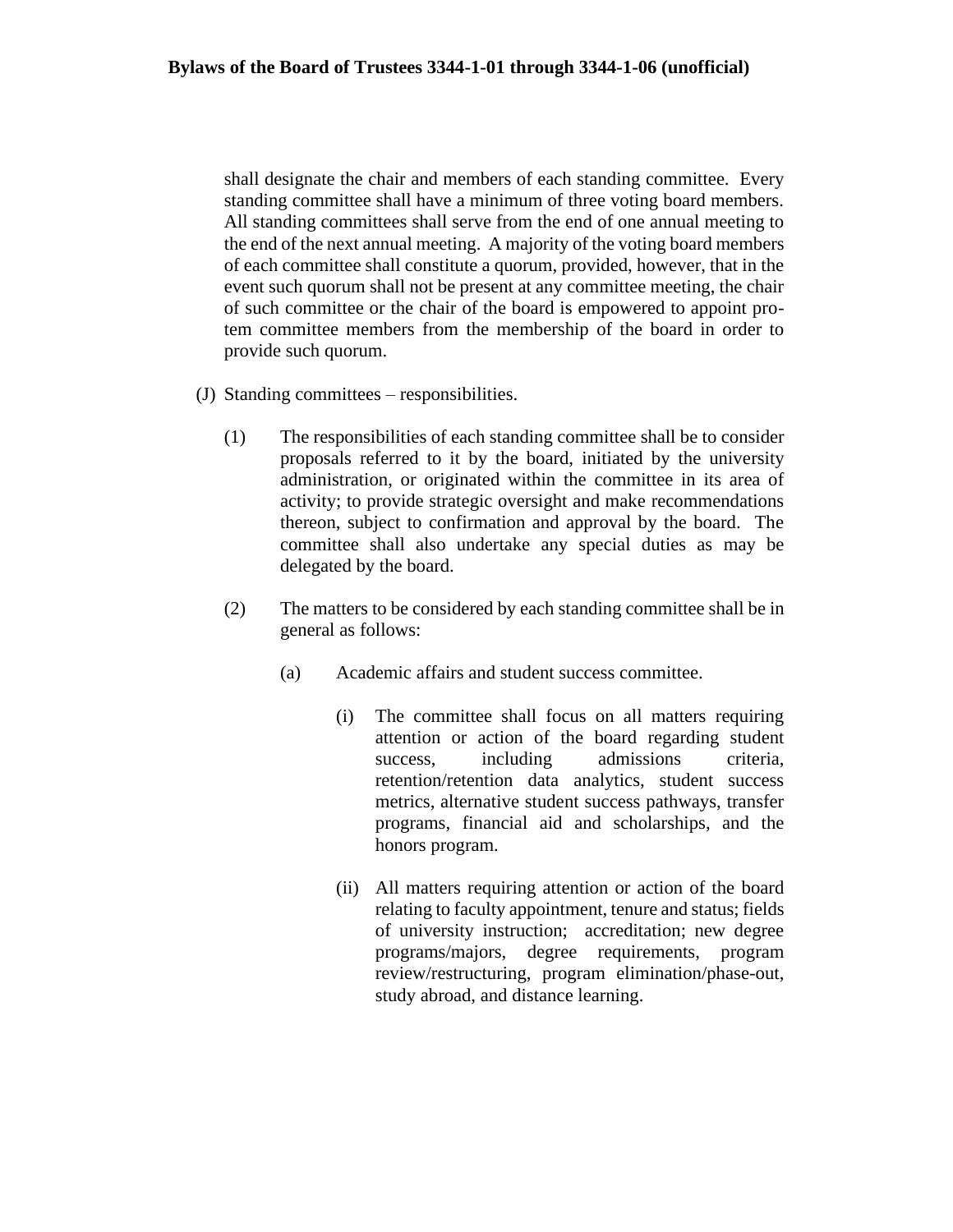shall designate the chair and members of each standing committee. Every standing committee shall have a minimum of three voting board members. All standing committees shall serve from the end of one annual meeting to the end of the next annual meeting. A majority of the voting board members of each committee shall constitute a quorum, provided, however, that in the event such quorum shall not be present at any committee meeting, the chair of such committee or the chair of the board is empowered to appoint pro-tem committee members from the membership of the board in order to provide such quorum.

(J) Standing committees – responsibilities.

(1) The responsibilities of each standing committee shall be to consider proposals referred to it by the board, initiated by the university administration, or originated within the committee in its area of activity; to provide strategic oversight and make recommendations thereon, subject to confirmation and approval by the board. The committee shall also undertake any special duties as may be delegated by the board.

(2) The matters to be considered by each standing committee shall be in general as follows:

(a) Academic affairs and student success committee.

(i) The committee shall focus on all matters requiring attention or action of the board regarding student success, including admissions criteria, retention/retention data analytics, student success metrics, alternative student success pathways, transfer programs, financial aid and scholarships, and the honors program.

(ii) All matters requiring attention or action of the board relating to faculty appointment, tenure and status; fields of university instruction; accreditation; new degree programs/majors, degree requirements, program review/restructuring, program elimination/phase-out, study abroad, and distance learning.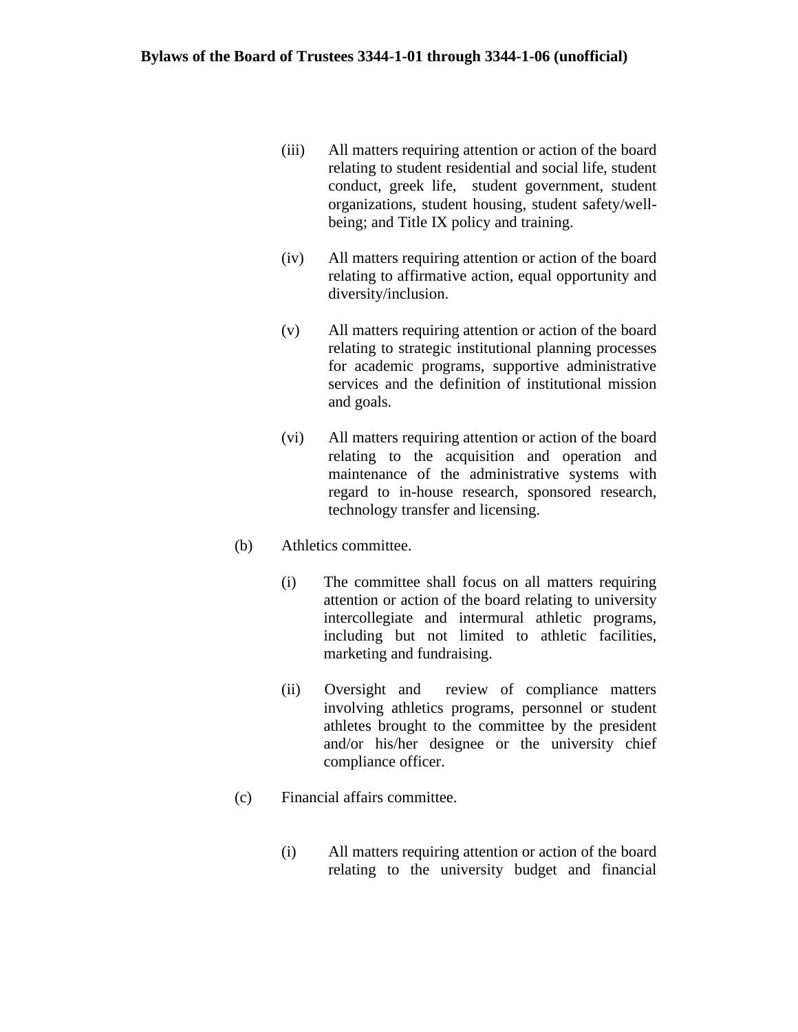(iii) All matters requiring attention or action of the board relating to student residential and social life, student conduct, greek life, student government, student organizations, student housing, student safety/well-being; and Title IX policy and training.

(iv) All matters requiring attention or action of the board relating to affirmative action, equal opportunity and diversity/inclusion.

(v) All matters requiring attention or action of the board relating to strategic institutional planning processes for academic programs, supportive administrative services and the definition of institutional mission and goals.

(vi) All matters requiring attention or action of the board relating to the acquisition and operation and maintenance of the administrative systems with regard to in-house research, sponsored research, technology transfer and licensing.

(b) Athletics committee.

(i) The committee shall focus on all matters requiring attention or action of the board relating to university intercollegiate and intermural athletic programs, including but not limited to athletic facilities, marketing and fundraising.

(ii) Oversight and review of compliance matters involving athletics programs, personnel or student athletes brought to the committee by the president and/or his/her designee or the university chief compliance officer.

(c) Financial affairs committee.

(i) All matters requiring attention or action of the board relating to the university budget and financial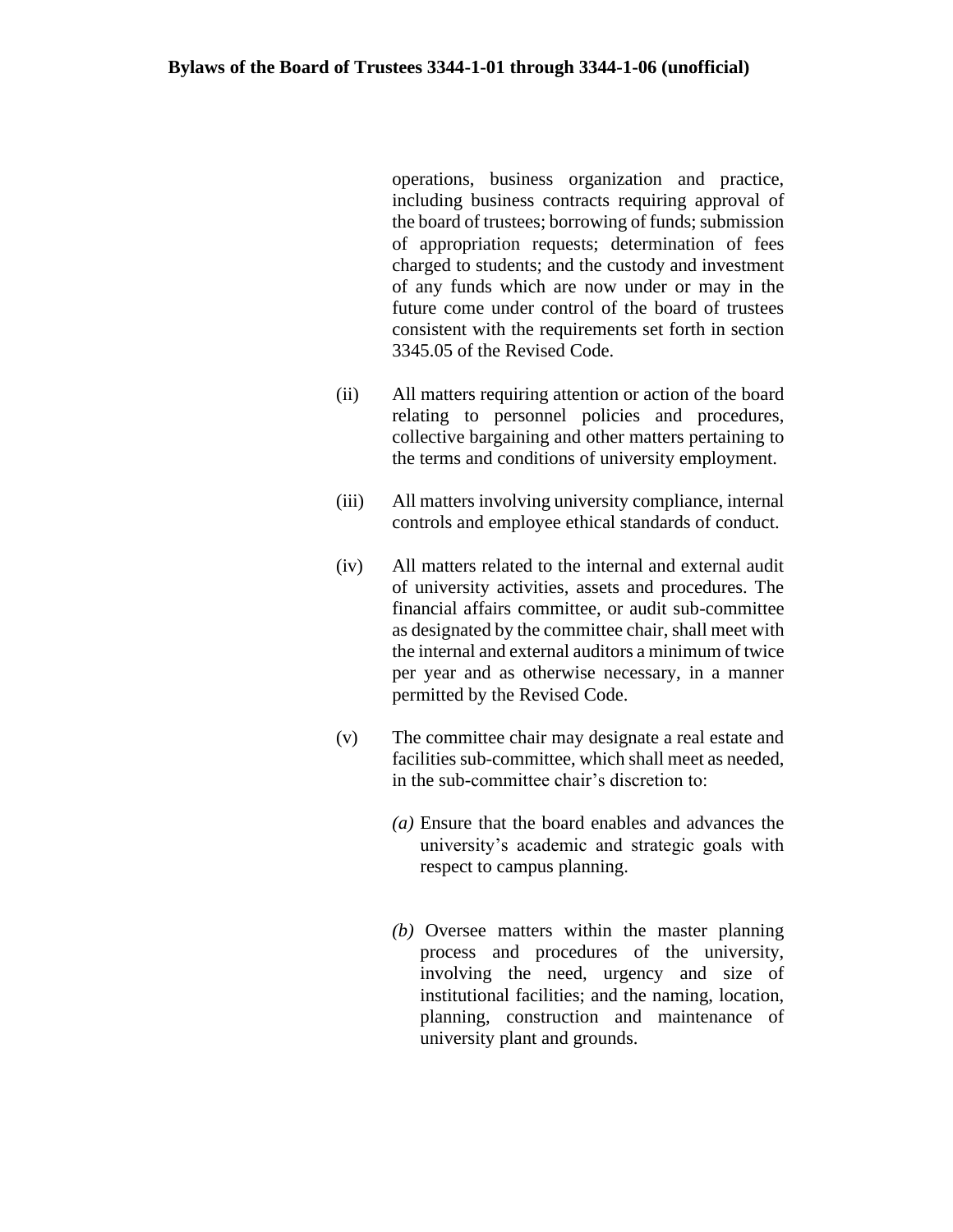operations, business organization and practice, including business contracts requiring approval of the board of trustees; borrowing of funds; submission of appropriation requests; determination of fees charged to students; and the custody and investment of any funds which are now under or may in the future come under control of the board of trustees consistent with the requirements set forth in section 3345.05 of the Revised Code.

(ii) All matters requiring attention or action of the board relating to personnel policies and procedures, collective bargaining and other matters pertaining to the terms and conditions of university employment.

(iii) All matters involving university compliance, internal controls and employee ethical standards of conduct.

(iv) All matters related to the internal and external audit of university activities, assets and procedures. The financial affairs committee, or audit sub-committee as designated by the committee chair, shall meet with the internal and external auditors a minimum of twice per year and as otherwise necessary, in a manner permitted by the Revised Code.

(v) The committee chair may designate a real estate and facilities sub-committee, which shall meet as needed, in the sub-committee chair's discretion to:

*(a)* Ensure that the board enables and advances the university's academic and strategic goals with respect to campus planning.

*(b)* Oversee matters within the master planning process and procedures of the university, involving the need, urgency and size of institutional facilities; and the naming, location, planning, construction and maintenance of university plant and grounds.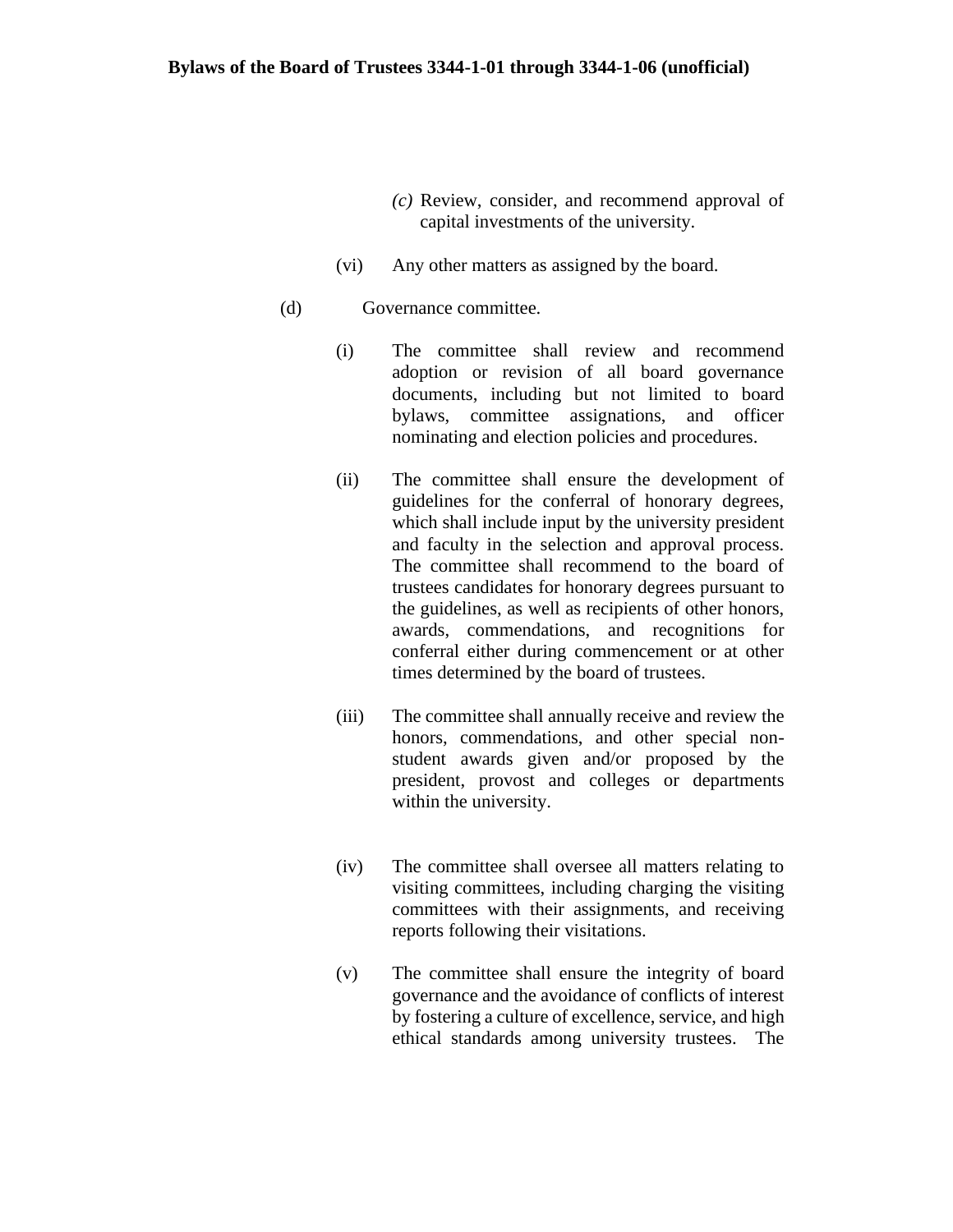(c) Review, consider, and recommend approval of capital investments of the university.

(vi) Any other matters as assigned by the board.

(d) Governance committee.

(i) The committee shall review and recommend adoption or revision of all board governance documents, including but not limited to board bylaws, committee assignations, and officer nominating and election policies and procedures.

(ii) The committee shall ensure the development of guidelines for the conferral of honorary degrees, which shall include input by the university president and faculty in the selection and approval process. The committee shall recommend to the board of trustees candidates for honorary degrees pursuant to the guidelines, as well as recipients of other honors, awards, commendations, and recognitions for conferral either during commencement or at other times determined by the board of trustees.

(iii) The committee shall annually receive and review the honors, commendations, and other special non-student awards given and/or proposed by the president, provost and colleges or departments within the university.

(iv) The committee shall oversee all matters relating to visiting committees, including charging the visiting committees with their assignments, and receiving reports following their visitations.

(v) The committee shall ensure the integrity of board governance and the avoidance of conflicts of interest by fostering a culture of excellence, service, and high ethical standards among university trustees. The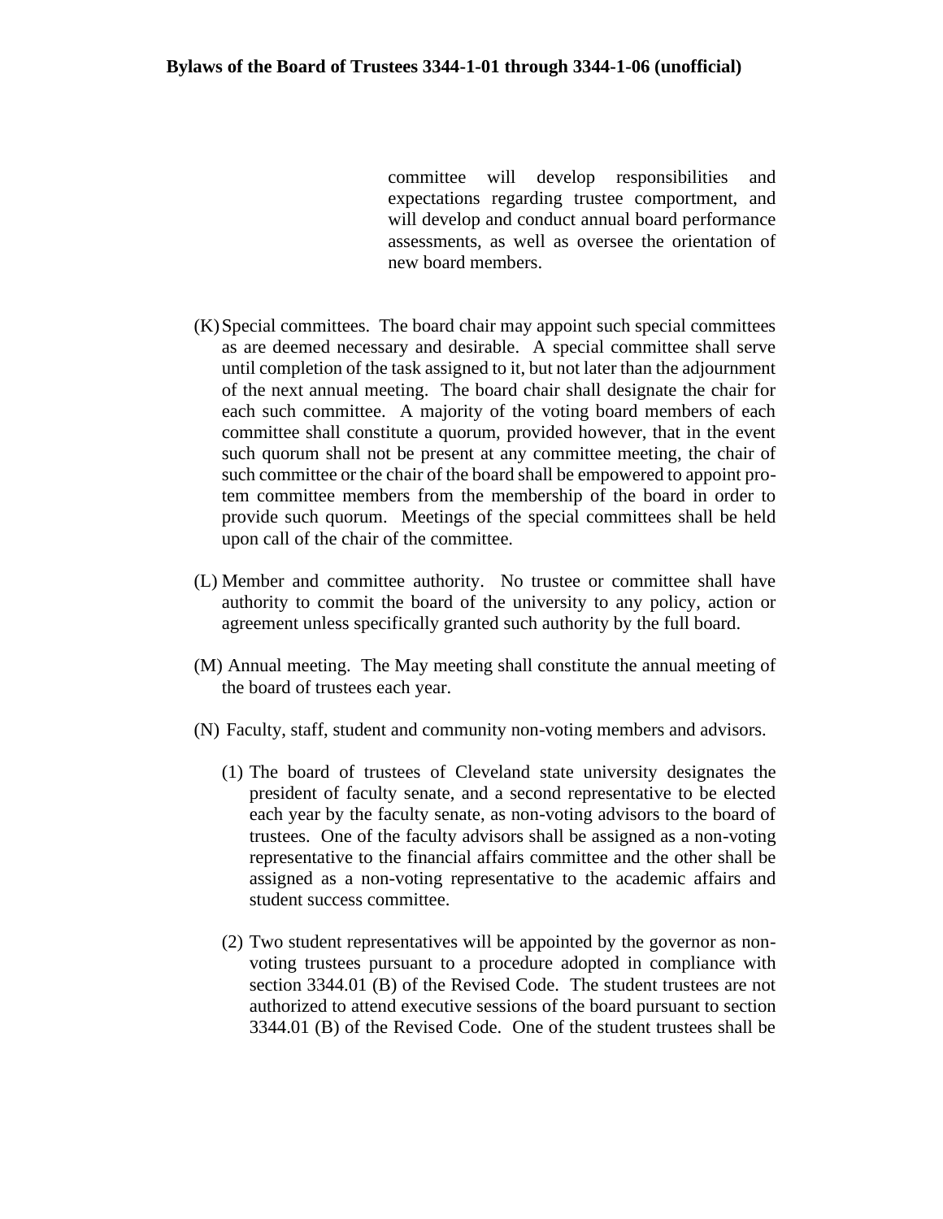committee will develop responsibilities and expectations regarding trustee comportment, and will develop and conduct annual board performance assessments, as well as oversee the orientation of new board members.

(K) Special committees. The board chair may appoint such special committees as are deemed necessary and desirable. A special committee shall serve until completion of the task assigned to it, but not later than the adjournment of the next annual meeting. The board chair shall designate the chair for each such committee. A majority of the voting board members of each committee shall constitute a quorum, provided however, that in the event such quorum shall not be present at any committee meeting, the chair of such committee or the chair of the board shall be empowered to appoint pro-tem committee members from the membership of the board in order to provide such quorum. Meetings of the special committees shall be held upon call of the chair of the committee.

(L) Member and committee authority. No trustee or committee shall have authority to commit the board of the university to any policy, action or agreement unless specifically granted such authority by the full board.

(M) Annual meeting. The May meeting shall constitute the annual meeting of the board of trustees each year.

(N) Faculty, staff, student and community non-voting members and advisors.

(1) The board of trustees of Cleveland state university designates the president of faculty senate, and a second representative to be elected each year by the faculty senate, as non-voting advisors to the board of trustees. One of the faculty advisors shall be assigned as a non-voting representative to the financial affairs committee and the other shall be assigned as a non-voting representative to the academic affairs and student success committee.

(2) Two student representatives will be appointed by the governor as non-voting trustees pursuant to a procedure adopted in compliance with section 3344.01 (B) of the Revised Code. The student trustees are not authorized to attend executive sessions of the board pursuant to section 3344.01 (B) of the Revised Code. One of the student trustees shall be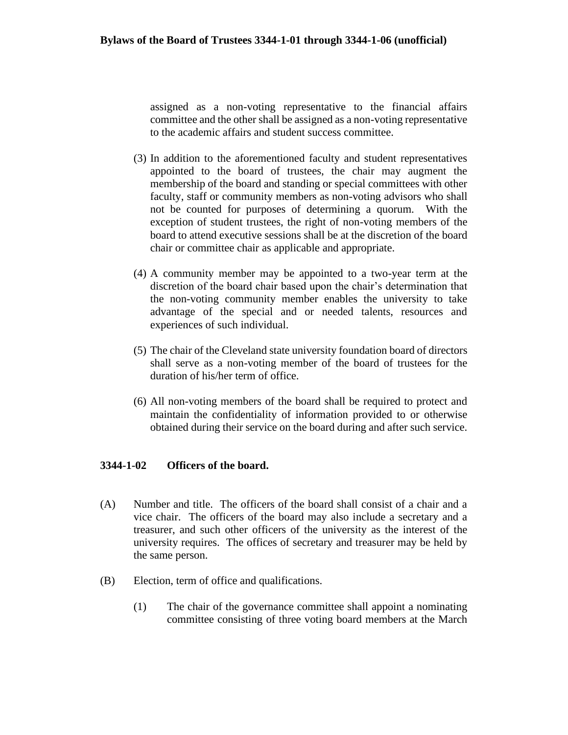assigned as a non-voting representative to the financial affairs committee and the other shall be assigned as a non-voting representative to the academic affairs and student success committee.

(3) In addition to the aforementioned faculty and student representatives appointed to the board of trustees, the chair may augment the membership of the board and standing or special committees with other faculty, staff or community members as non-voting advisors who shall not be counted for purposes of determining a quorum. With the exception of student trustees, the right of non-voting members of the board to attend executive sessions shall be at the discretion of the board chair or committee chair as applicable and appropriate.

(4) A community member may be appointed to a two-year term at the discretion of the board chair based upon the chair's determination that the non-voting community member enables the university to take advantage of the special and or needed talents, resources and experiences of such individual.

(5) The chair of the Cleveland state university foundation board of directors shall serve as a non-voting member of the board of trustees for the duration of his/her term of office.

(6) All non-voting members of the board shall be required to protect and maintain the confidentiality of information provided to or otherwise obtained during their service on the board during and after such service.

## 3344-1-02 Officers of the board.

(A) Number and title. The officers of the board shall consist of a chair and a vice chair. The officers of the board may also include a secretary and a treasurer, and such other officers of the university as the interest of the university requires. The offices of secretary and treasurer may be held by the same person.

(B) Election, term of office and qualifications.

(1) The chair of the governance committee shall appoint a nominating committee consisting of three voting board members at the March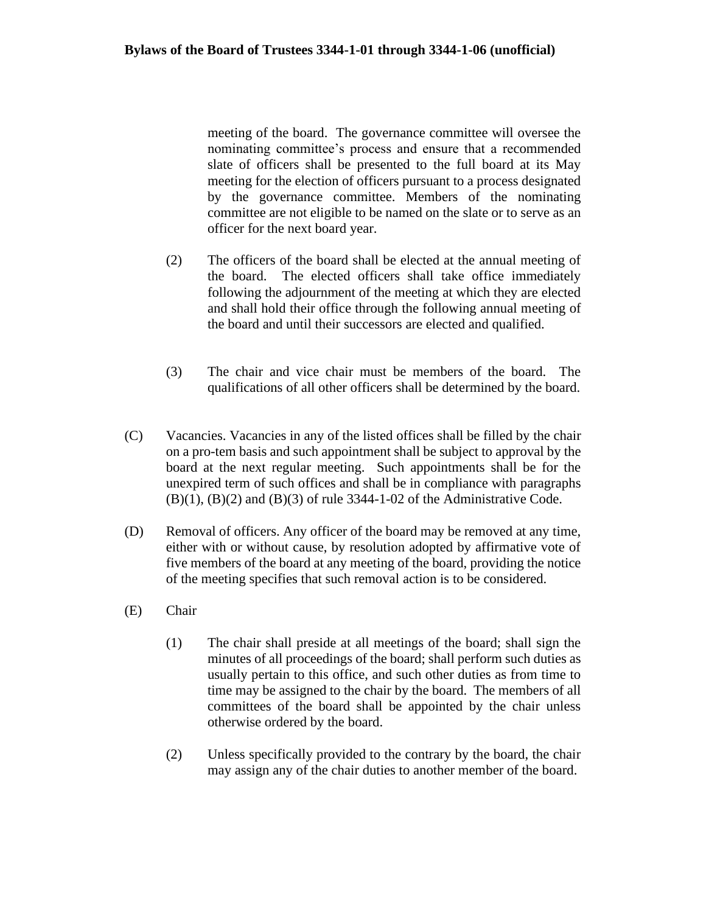meeting of the board. The governance committee will oversee the nominating committee's process and ensure that a recommended slate of officers shall be presented to the full board at its May meeting for the election of officers pursuant to a process designated by the governance committee. Members of the nominating committee are not eligible to be named on the slate or to serve as an officer for the next board year.

(2) The officers of the board shall be elected at the annual meeting of the board. The elected officers shall take office immediately following the adjournment of the meeting at which they are elected and shall hold their office through the following annual meeting of the board and until their successors are elected and qualified.

(3) The chair and vice chair must be members of the board. The qualifications of all other officers shall be determined by the board.

(C) Vacancies. Vacancies in any of the listed offices shall be filled by the chair on a pro-tem basis and such appointment shall be subject to approval by the board at the next regular meeting. Such appointments shall be for the unexpired term of such offices and shall be in compliance with paragraphs (B)(1), (B)(2) and (B)(3) of rule 3344-1-02 of the Administrative Code.

(D) Removal of officers. Any officer of the board may be removed at any time, either with or without cause, by resolution adopted by affirmative vote of five members of the board at any meeting of the board, providing the notice of the meeting specifies that such removal action is to be considered.

(E) Chair

(1) The chair shall preside at all meetings of the board; shall sign the minutes of all proceedings of the board; shall perform such duties as usually pertain to this office, and such other duties as from time to time may be assigned to the chair by the board. The members of all committees of the board shall be appointed by the chair unless otherwise ordered by the board.

(2) Unless specifically provided to the contrary by the board, the chair may assign any of the chair duties to another member of the board.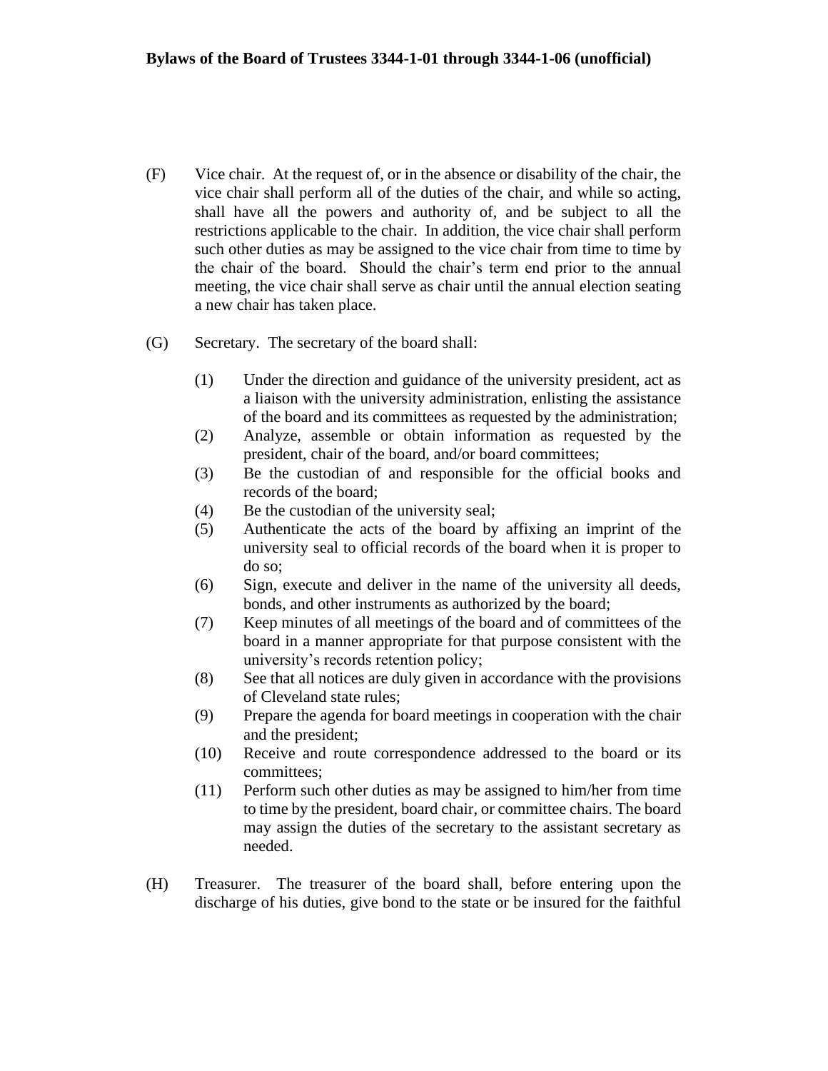(F) Vice chair. At the request of, or in the absence or disability of the chair, the vice chair shall perform all of the duties of the chair, and while so acting, shall have all the powers and authority of, and be subject to all the restrictions applicable to the chair. In addition, the vice chair shall perform such other duties as may be assigned to the vice chair from time to time by the chair of the board. Should the chair's term end prior to the annual meeting, the vice chair shall serve as chair until the annual election seating a new chair has taken place.

(G) Secretary. The secretary of the board shall:

(1) Under the direction and guidance of the university president, act as a liaison with the university administration, enlisting the assistance of the board and its committees as requested by the administration;
(2) Analyze, assemble or obtain information as requested by the president, chair of the board, and/or board committees;
(3) Be the custodian of and responsible for the official books and records of the board;
(4) Be the custodian of the university seal;
(5) Authenticate the acts of the board by affixing an imprint of the university seal to official records of the board when it is proper to do so;
(6) Sign, execute and deliver in the name of the university all deeds, bonds, and other instruments as authorized by the board;
(7) Keep minutes of all meetings of the board and of committees of the board in a manner appropriate for that purpose consistent with the university's records retention policy;
(8) See that all notices are duly given in accordance with the provisions of Cleveland state rules;
(9) Prepare the agenda for board meetings in cooperation with the chair and the president;
(10) Receive and route correspondence addressed to the board or its committees;
(11) Perform such other duties as may be assigned to him/her from time to time by the president, board chair, or committee chairs. The board may assign the duties of the secretary to the assistant secretary as needed.

(H) Treasurer. The treasurer of the board shall, before entering upon the discharge of his duties, give bond to the state or be insured for the faithful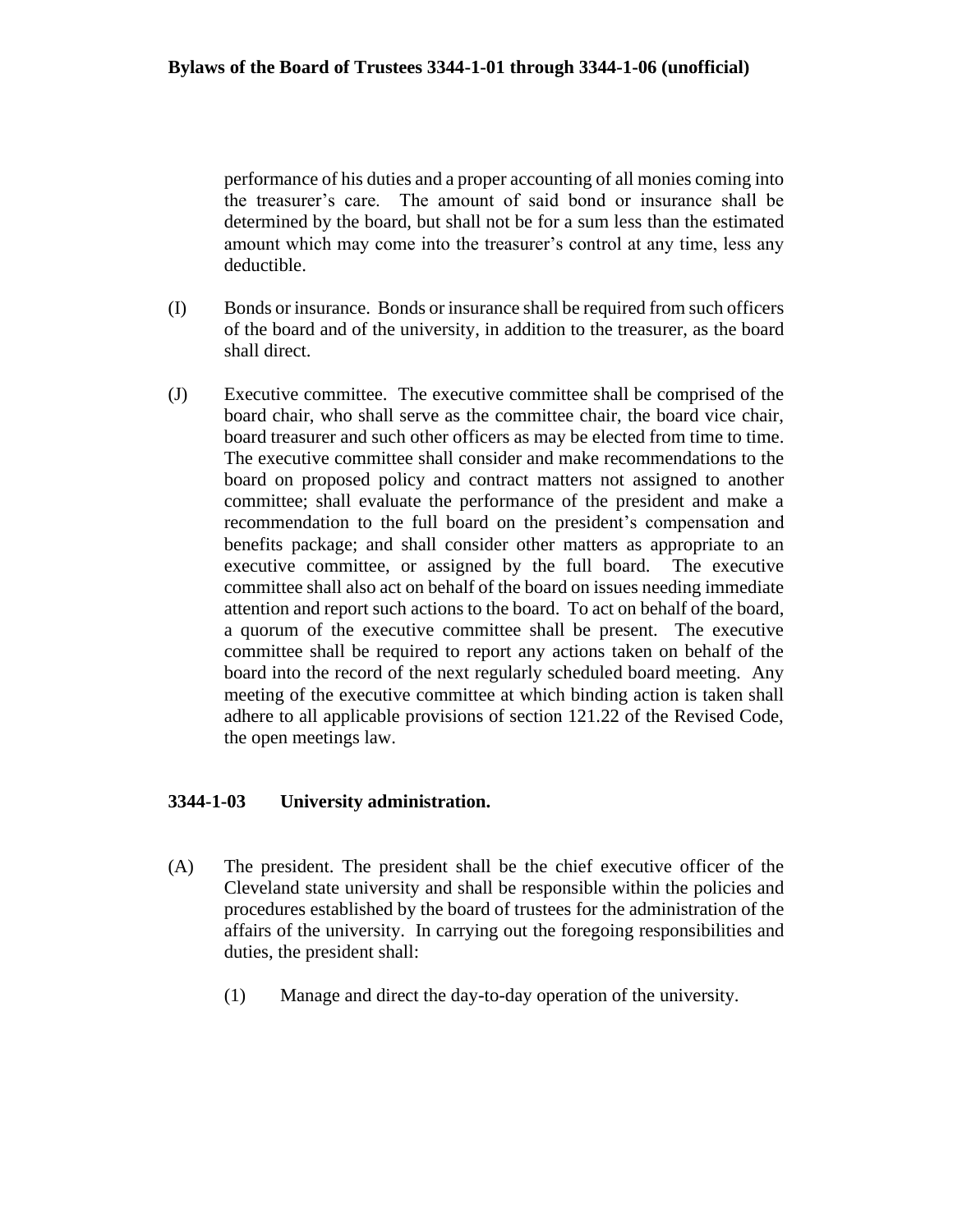performance of his duties and a proper accounting of all monies coming into the treasurer's care. The amount of said bond or insurance shall be determined by the board, but shall not be for a sum less than the estimated amount which may come into the treasurer's control at any time, less any deductible.

(I) Bonds or insurance. Bonds or insurance shall be required from such officers of the board and of the university, in addition to the treasurer, as the board shall direct.

(J) Executive committee. The executive committee shall be comprised of the board chair, who shall serve as the committee chair, the board vice chair, board treasurer and such other officers as may be elected from time to time. The executive committee shall consider and make recommendations to the board on proposed policy and contract matters not assigned to another committee; shall evaluate the performance of the president and make a recommendation to the full board on the president's compensation and benefits package; and shall consider other matters as appropriate to an executive committee, or assigned by the full board. The executive committee shall also act on behalf of the board on issues needing immediate attention and report such actions to the board. To act on behalf of the board, a quorum of the executive committee shall be present. The executive committee shall be required to report any actions taken on behalf of the board into the record of the next regularly scheduled board meeting. Any meeting of the executive committee at which binding action is taken shall adhere to all applicable provisions of section 121.22 of the Revised Code, the open meetings law.

## 3344-1-03 University administration.

(A) The president. The president shall be the chief executive officer of the Cleveland state university and shall be responsible within the policies and procedures established by the board of trustees for the administration of the affairs of the university. In carrying out the foregoing responsibilities and duties, the president shall:

  (1) Manage and direct the day-to-day operation of the university.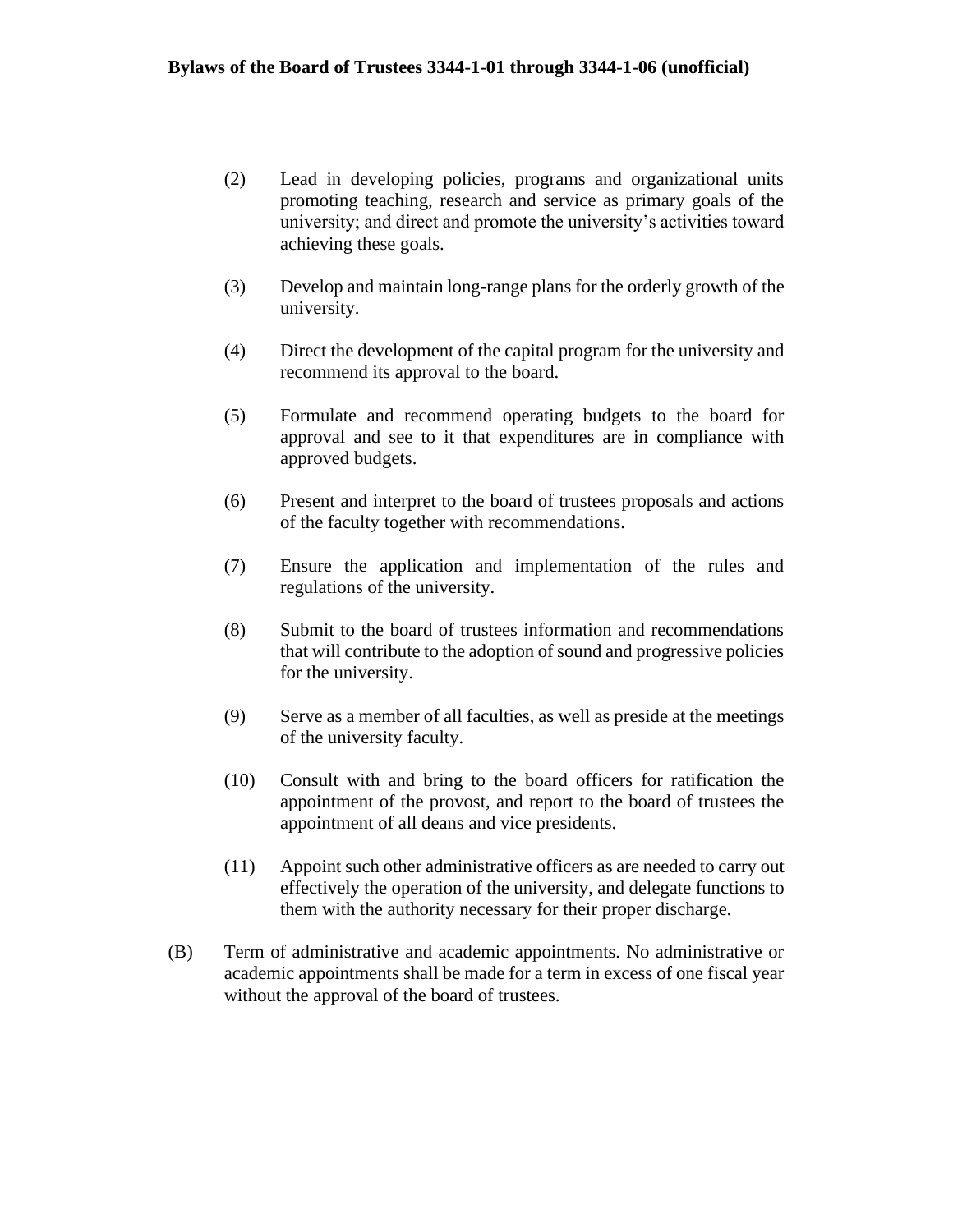(2) Lead in developing policies, programs and organizational units promoting teaching, research and service as primary goals of the university; and direct and promote the university's activities toward achieving these goals.

(3) Develop and maintain long-range plans for the orderly growth of the university.

(4) Direct the development of the capital program for the university and recommend its approval to the board.

(5) Formulate and recommend operating budgets to the board for approval and see to it that expenditures are in compliance with approved budgets.

(6) Present and interpret to the board of trustees proposals and actions of the faculty together with recommendations.

(7) Ensure the application and implementation of the rules and regulations of the university.

(8) Submit to the board of trustees information and recommendations that will contribute to the adoption of sound and progressive policies for the university.

(9) Serve as a member of all faculties, as well as preside at the meetings of the university faculty.

(10) Consult with and bring to the board officers for ratification the appointment of the provost, and report to the board of trustees the appointment of all deans and vice presidents.

(11) Appoint such other administrative officers as are needed to carry out effectively the operation of the university, and delegate functions to them with the authority necessary for their proper discharge.

(B) Term of administrative and academic appointments. No administrative or academic appointments shall be made for a term in excess of one fiscal year without the approval of the board of trustees.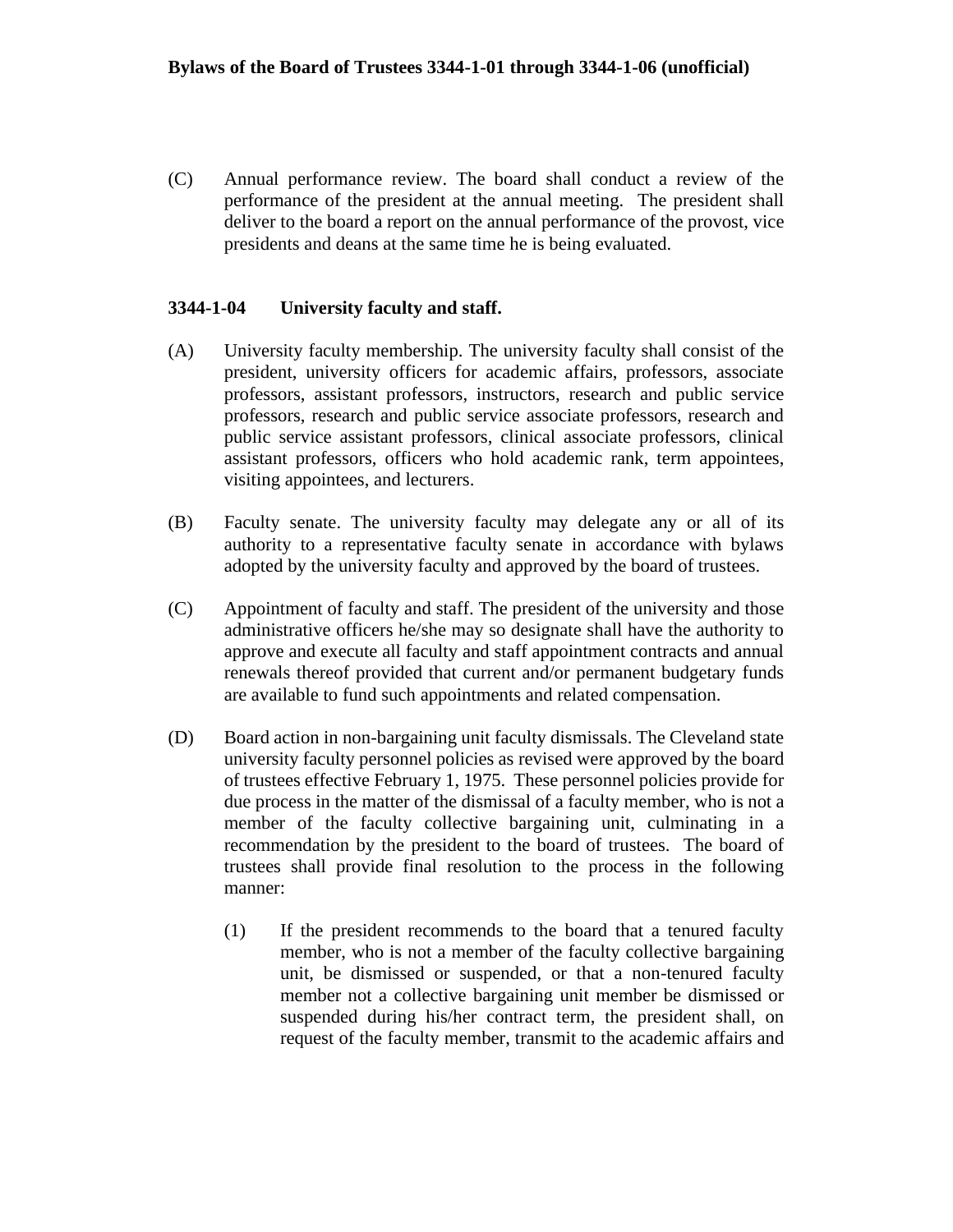(C) Annual performance review. The board shall conduct a review of the performance of the president at the annual meeting. The president shall deliver to the board a report on the annual performance of the provost, vice presidents and deans at the same time he is being evaluated.

### 3344-1-04 University faculty and staff.

(A) University faculty membership. The university faculty shall consist of the president, university officers for academic affairs, professors, associate professors, assistant professors, instructors, research and public service professors, research and public service associate professors, research and public service assistant professors, clinical associate professors, clinical assistant professors, officers who hold academic rank, term appointees, visiting appointees, and lecturers.

(B) Faculty senate. The university faculty may delegate any or all of its authority to a representative faculty senate in accordance with bylaws adopted by the university faculty and approved by the board of trustees.

(C) Appointment of faculty and staff. The president of the university and those administrative officers he/she may so designate shall have the authority to approve and execute all faculty and staff appointment contracts and annual renewals thereof provided that current and/or permanent budgetary funds are available to fund such appointments and related compensation.

(D) Board action in non-bargaining unit faculty dismissals. The Cleveland state university faculty personnel policies as revised were approved by the board of trustees effective February 1, 1975. These personnel policies provide for due process in the matter of the dismissal of a faculty member, who is not a member of the faculty collective bargaining unit, culminating in a recommendation by the president to the board of trustees. The board of trustees shall provide final resolution to the process in the following manner:

   (1) If the president recommends to the board that a tenured faculty member, who is not a member of the faculty collective bargaining unit, be dismissed or suspended, or that a non-tenured faculty member not a collective bargaining unit member be dismissed or suspended during his/her contract term, the president shall, on request of the faculty member, transmit to the academic affairs and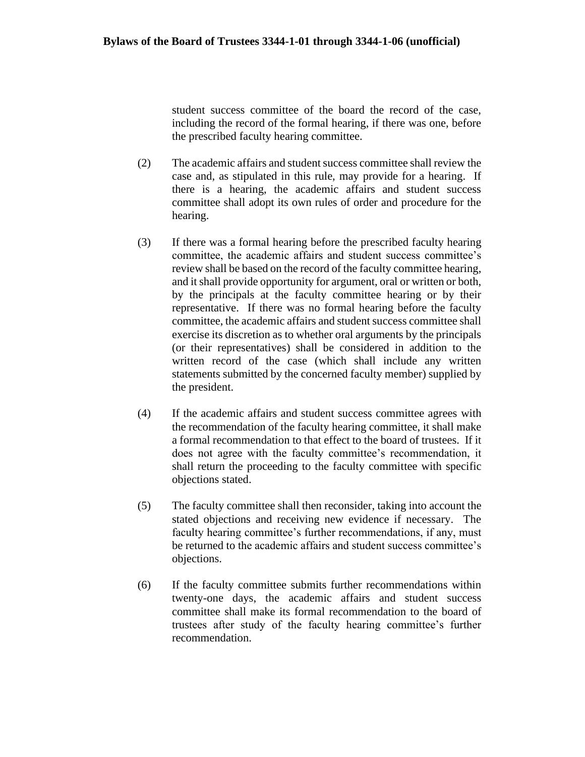student success committee of the board the record of the case, including the record of the formal hearing, if there was one, before the prescribed faculty hearing committee.

(2) The academic affairs and student success committee shall review the case and, as stipulated in this rule, may provide for a hearing. If there is a hearing, the academic affairs and student success committee shall adopt its own rules of order and procedure for the hearing.

(3) If there was a formal hearing before the prescribed faculty hearing committee, the academic affairs and student success committee's review shall be based on the record of the faculty committee hearing, and it shall provide opportunity for argument, oral or written or both, by the principals at the faculty committee hearing or by their representative. If there was no formal hearing before the faculty committee, the academic affairs and student success committee shall exercise its discretion as to whether oral arguments by the principals (or their representatives) shall be considered in addition to the written record of the case (which shall include any written statements submitted by the concerned faculty member) supplied by the president.

(4) If the academic affairs and student success committee agrees with the recommendation of the faculty hearing committee, it shall make a formal recommendation to that effect to the board of trustees. If it does not agree with the faculty committee's recommendation, it shall return the proceeding to the faculty committee with specific objections stated.

(5) The faculty committee shall then reconsider, taking into account the stated objections and receiving new evidence if necessary. The faculty hearing committee's further recommendations, if any, must be returned to the academic affairs and student success committee's objections.

(6) If the faculty committee submits further recommendations within twenty-one days, the academic affairs and student success committee shall make its formal recommendation to the board of trustees after study of the faculty hearing committee's further recommendation.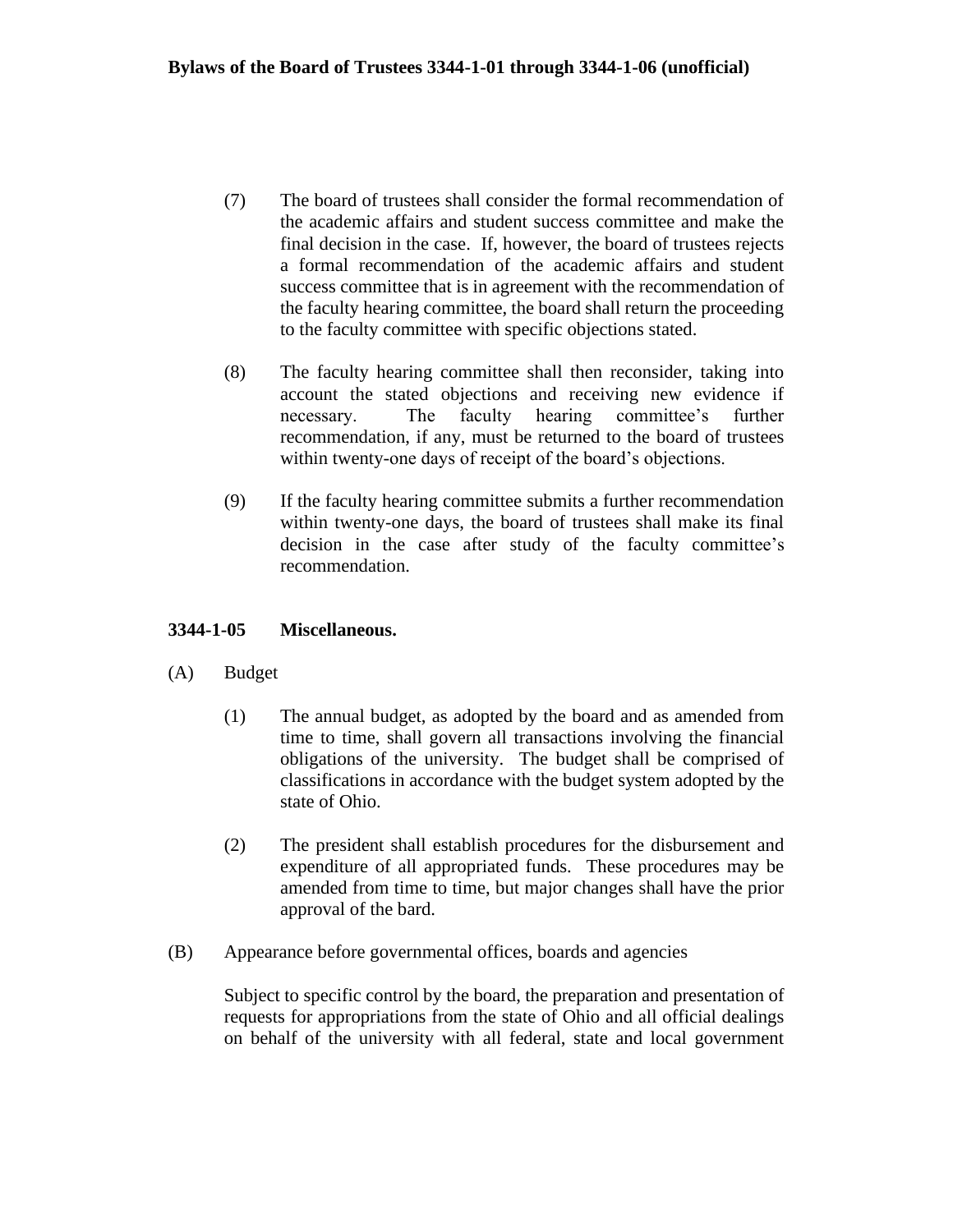(7) The board of trustees shall consider the formal recommendation of the academic affairs and student success committee and make the final decision in the case. If, however, the board of trustees rejects a formal recommendation of the academic affairs and student success committee that is in agreement with the recommendation of the faculty hearing committee, the board shall return the proceeding to the faculty committee with specific objections stated.

(8) The faculty hearing committee shall then reconsider, taking into account the stated objections and receiving new evidence if necessary. The faculty hearing committee's further recommendation, if any, must be returned to the board of trustees within twenty-one days of receipt of the board's objections.

(9) If the faculty hearing committee submits a further recommendation within twenty-one days, the board of trustees shall make its final decision in the case after study of the faculty committee's recommendation.

## 3344-1-05 Miscellaneous.

(A) Budget

(1) The annual budget, as adopted by the board and as amended from time to time, shall govern all transactions involving the financial obligations of the university. The budget shall be comprised of classifications in accordance with the budget system adopted by the state of Ohio.

(2) The president shall establish procedures for the disbursement and expenditure of all appropriated funds. These procedures may be amended from time to time, but major changes shall have the prior approval of the bard.

(B) Appearance before governmental offices, boards and agencies

Subject to specific control by the board, the preparation and presentation of requests for appropriations from the state of Ohio and all official dealings on behalf of the university with all federal, state and local government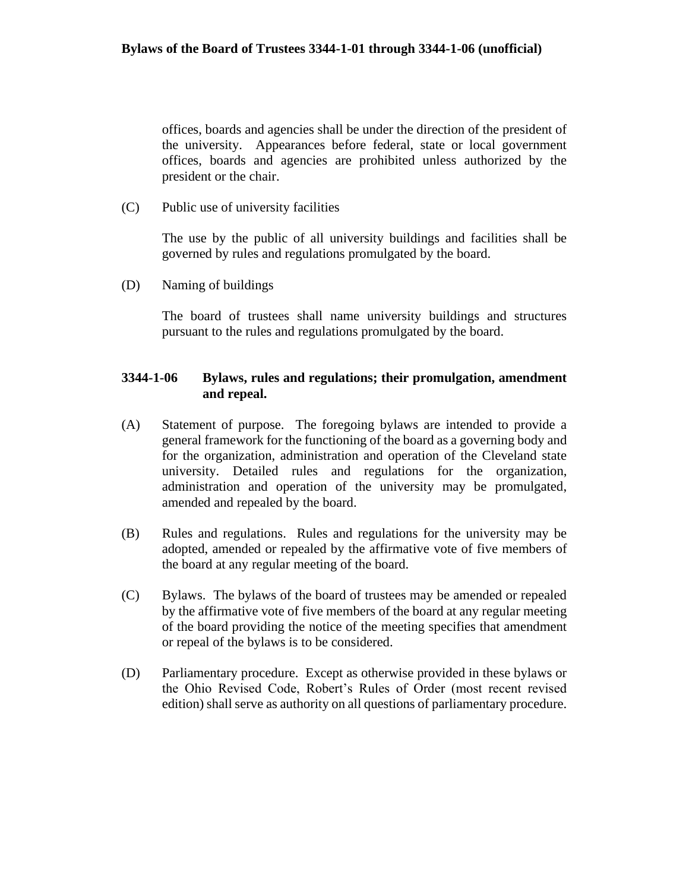offices, boards and agencies shall be under the direction of the president of the university. Appearances before federal, state or local government offices, boards and agencies are prohibited unless authorized by the president or the chair.

(C) Public use of university facilities

The use by the public of all university buildings and facilities shall be governed by rules and regulations promulgated by the board.

(D) Naming of buildings

The board of trustees shall name university buildings and structures pursuant to the rules and regulations promulgated by the board.

### 3344-1-06 Bylaws, rules and regulations; their promulgation, amendment and repeal.

(A) Statement of purpose. The foregoing bylaws are intended to provide a general framework for the functioning of the board as a governing body and for the organization, administration and operation of the Cleveland state university. Detailed rules and regulations for the organization, administration and operation of the university may be promulgated, amended and repealed by the board.

(B) Rules and regulations. Rules and regulations for the university may be adopted, amended or repealed by the affirmative vote of five members of the board at any regular meeting of the board.

(C) Bylaws. The bylaws of the board of trustees may be amended or repealed by the affirmative vote of five members of the board at any regular meeting of the board providing the notice of the meeting specifies that amendment or repeal of the bylaws is to be considered.

(D) Parliamentary procedure. Except as otherwise provided in these bylaws or the Ohio Revised Code, Robert's Rules of Order (most recent revised edition) shall serve as authority on all questions of parliamentary procedure.